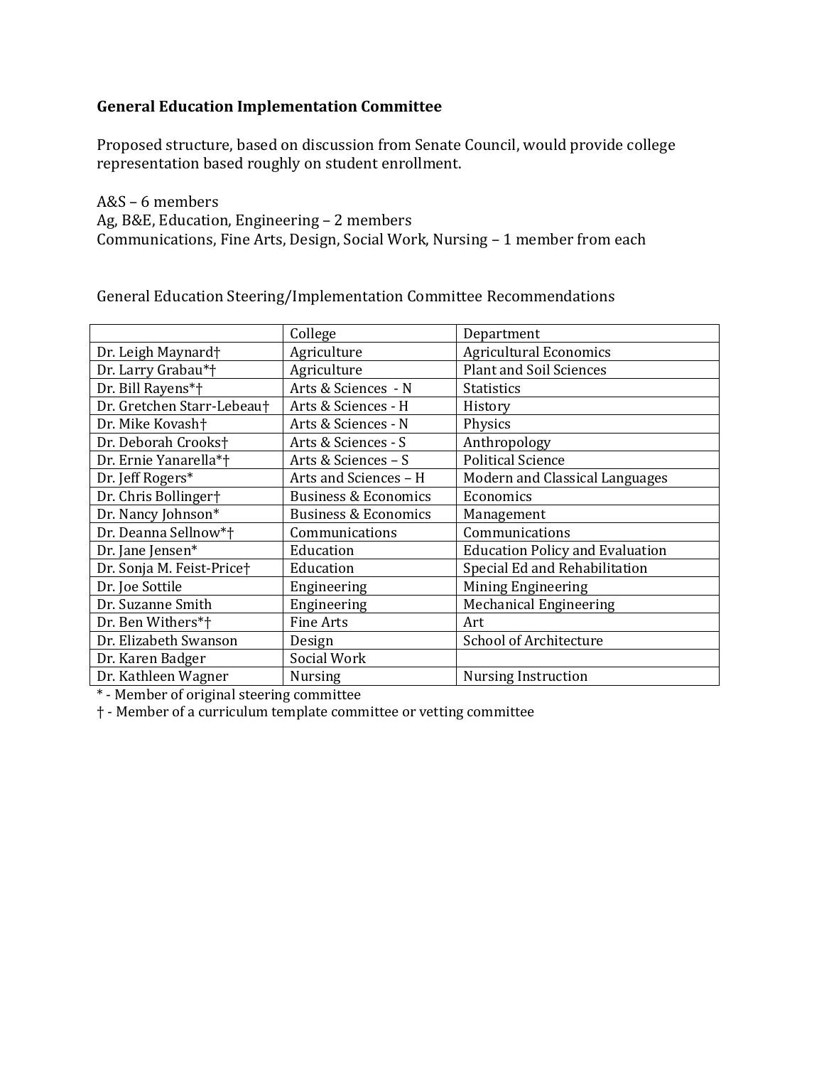**General Education Implementation Committee**

Proposed structure, based on discussion from Senate Council, would provide college representation based roughly on student enrollment.

A&S – 6 members
Ag, B&E, Education, Engineering – 2 members
Communications, Fine Arts, Design, Social Work, Nursing – 1 member from each

General Education Steering/Implementation Committee Recommendations

| | College | Department |
|---|---|---|
| Dr. Leigh Maynard† | Agriculture | Agricultural Economics |
| Dr. Larry Grabau*† | Agriculture | Plant and Soil Sciences |
| Dr. Bill Rayens*† | Arts & Sciences - N | Statistics |
| Dr. Gretchen Starr-Lebeau† | Arts & Sciences - H | History |
| Dr. Mike Kovash† | Arts & Sciences - N | Physics |
| Dr. Deborah Crooks† | Arts & Sciences - S | Anthropology |
| Dr. Ernie Yanarella*† | Arts & Sciences – S | Political Science |
| Dr. Jeff Rogers* | Arts and Sciences – H | Modern and Classical Languages |
| Dr. Chris Bollinger† | Business & Economics | Economics |
| Dr. Nancy Johnson* | Business & Economics | Management |
| Dr. Deanna Sellnow*† | Communications | Communications |
| Dr. Jane Jensen* | Education | Education Policy and Evaluation |
| Dr. Sonja M. Feist-Price† | Education | Special Ed and Rehabilitation |
| Dr. Joe Sottile | Engineering | Mining Engineering |
| Dr. Suzanne Smith | Engineering | Mechanical Engineering |
| Dr. Ben Withers*† | Fine Arts | Art |
| Dr. Elizabeth Swanson | Design | School of Architecture |
| Dr. Karen Badger | Social Work | |
| Dr. Kathleen Wagner | Nursing | Nursing Instruction |

\* - Member of original steering committee
† - Member of a curriculum template committee or vetting committee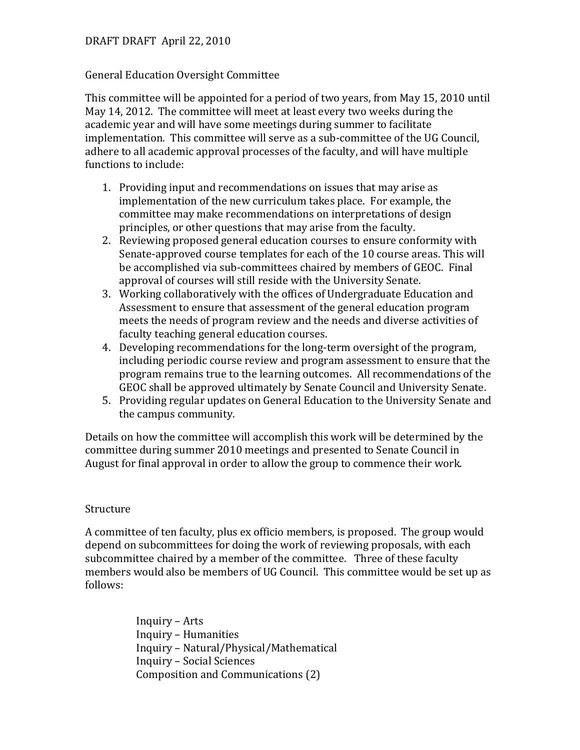DRAFT DRAFT April 22, 2010

General Education Oversight Committee

This committee will be appointed for a period of two years, from May 15, 2010 until May 14, 2012. The committee will meet at least every two weeks during the academic year and will have some meetings during summer to facilitate implementation. This committee will serve as a sub-committee of the UG Council, adhere to all academic approval processes of the faculty, and will have multiple functions to include:

1. Providing input and recommendations on issues that may arise as implementation of the new curriculum takes place. For example, the committee may make recommendations on interpretations of design principles, or other questions that may arise from the faculty.
2. Reviewing proposed general education courses to ensure conformity with Senate-approved course templates for each of the 10 course areas. This will be accomplished via sub-committees chaired by members of GEOC. Final approval of courses will still reside with the University Senate.
3. Working collaboratively with the offices of Undergraduate Education and Assessment to ensure that assessment of the general education program meets the needs of program review and the needs and diverse activities of faculty teaching general education courses.
4. Developing recommendations for the long-term oversight of the program, including periodic course review and program assessment to ensure that the program remains true to the learning outcomes. All recommendations of the GEOC shall be approved ultimately by Senate Council and University Senate.
5. Providing regular updates on General Education to the University Senate and the campus community.

Details on how the committee will accomplish this work will be determined by the committee during summer 2010 meetings and presented to Senate Council in August for final approval in order to allow the group to commence their work.

Structure

A committee of ten faculty, plus ex officio members, is proposed. The group would depend on subcommittees for doing the work of reviewing proposals, with each subcommittee chaired by a member of the committee. Three of these faculty members would also be members of UG Council. This committee would be set up as follows:

Inquiry – Arts
Inquiry – Humanities
Inquiry – Natural/Physical/Mathematical
Inquiry – Social Sciences
Composition and Communications (2)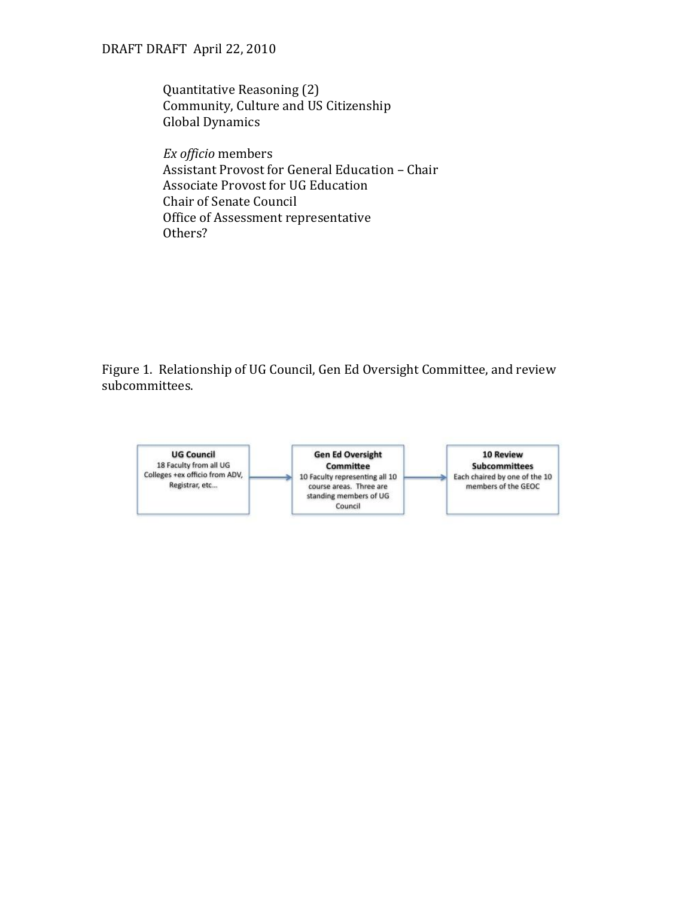Quantitative Reasoning (2)
Community, Culture and US Citizenship
Global Dynamics

*Ex officio* members
Assistant Provost for General Education – Chair
Associate Provost for UG Education
Chair of Senate Council
Office of Assessment representative
Others?

Figure 1. Relationship of UG Council, Gen Ed Oversight Committee, and review subcommittees.

**UG Council**
18 Faculty from all UG Colleges +ex officio from ADV, Registrar, etc...

**Gen Ed Oversight Committee**
10 Faculty representing all 10 course areas. Three are standing members of UG Council

**10 Review Subcommittees**
Each chaired by one of the 10 members of the GEOC